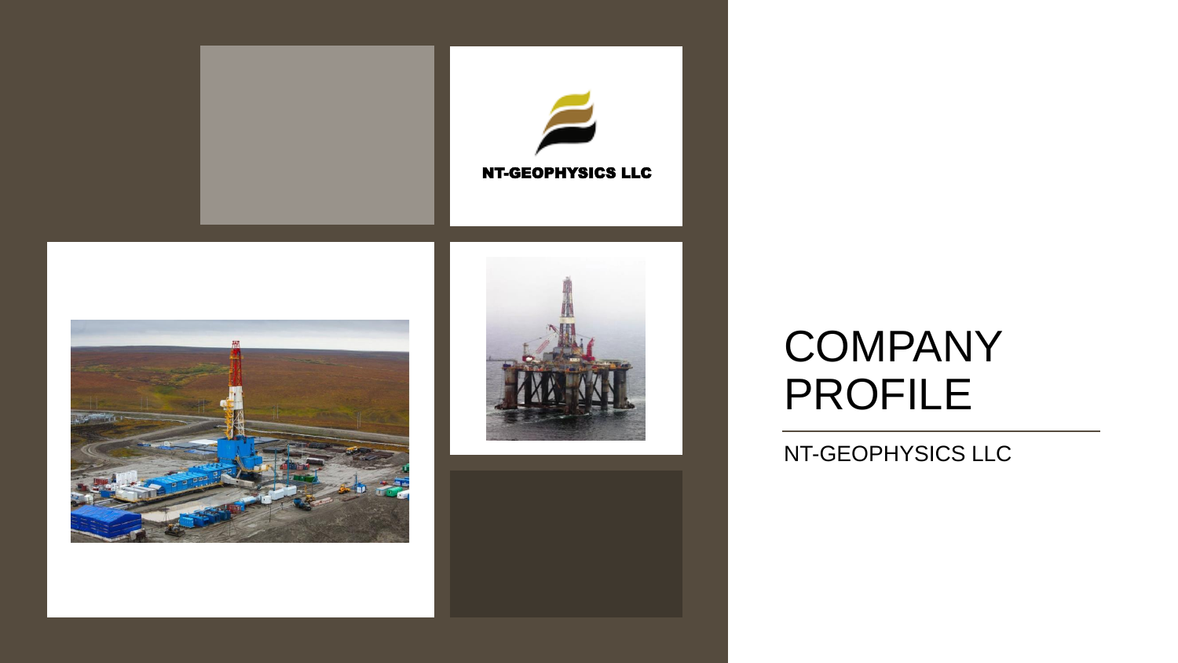NT-GEOPHYSICS LLC

# COMPANY PROFILE

NT-GEOPHYSICS LLC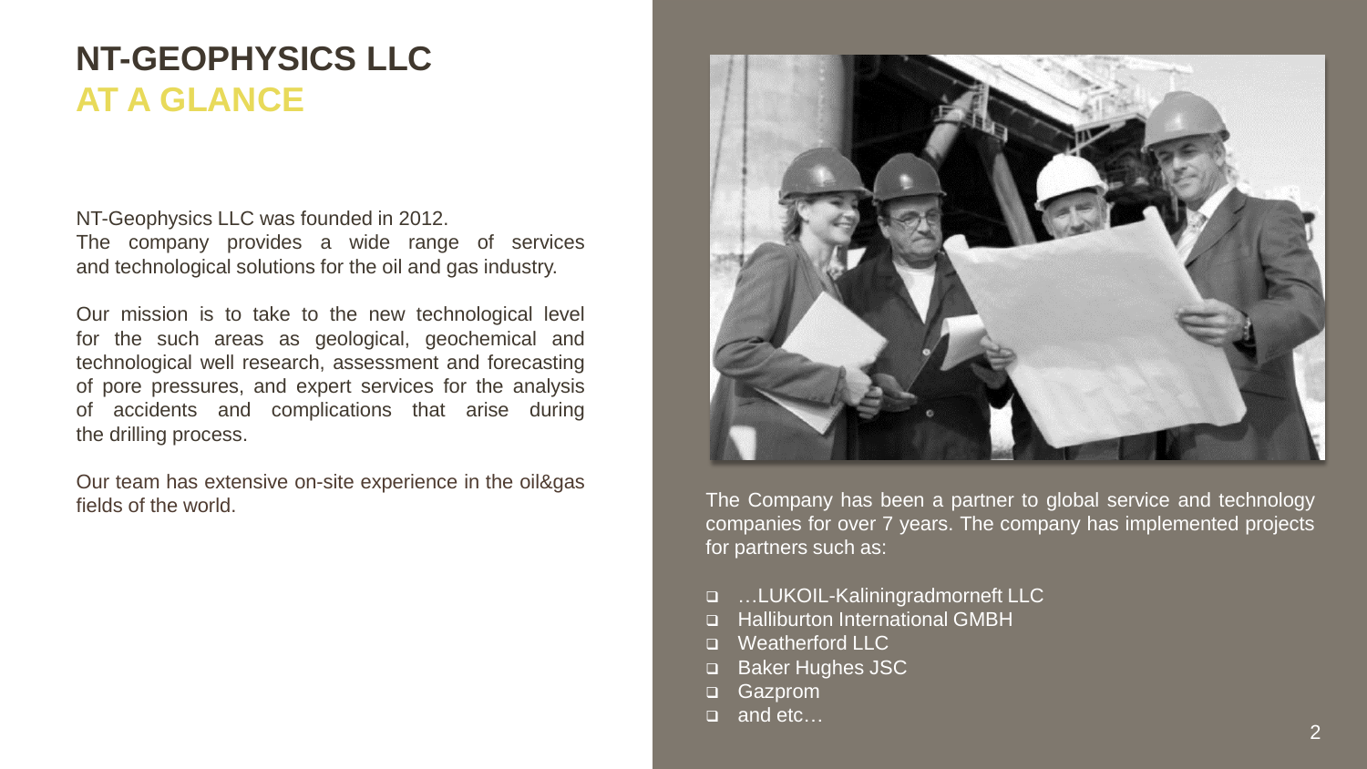# NT-GEOPHYSICS LLC
## AT A GLANCE

NT-Geophysics LLC was founded in 2012.
The company provides a wide range of services and technological solutions for the oil and gas industry.

Our mission is to take to the new technological level for the such areas as geological, geochemical and technological well research, assessment and forecasting of pore pressures, and expert services for the analysis of accidents and complications that arise during the drilling process.

Our team has extensive on-site experience in the oil&gas fields of the world.

The Company has been a partner to global service and technology companies for over 7 years. The company has implemented projects for partners such as:

- …LUKOIL-Kaliningradmorneft LLC
- Halliburton International GMBH
- Weatherford LLC
- Baker Hughes JSC
- Gazprom
- and etc…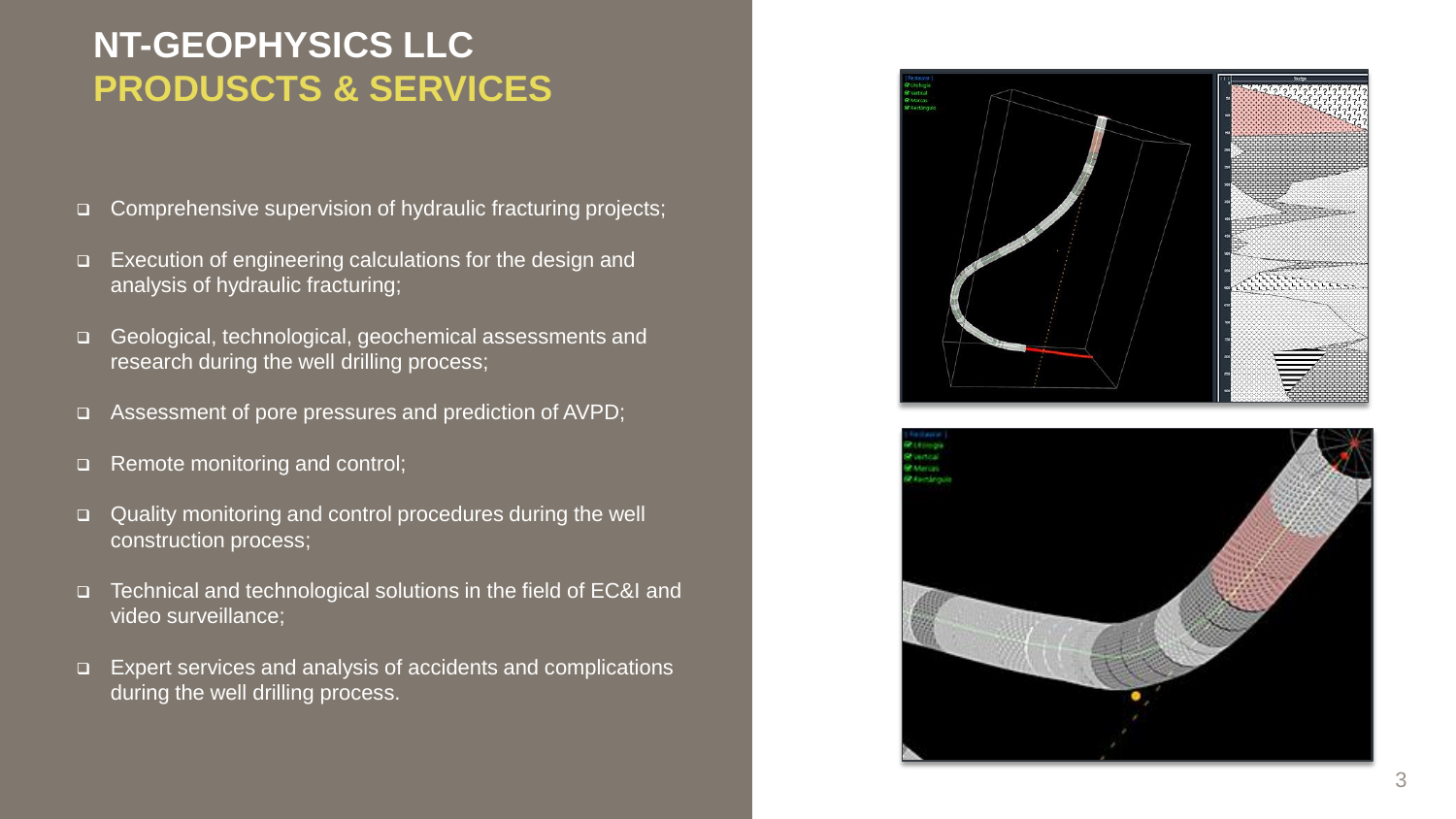# NT-GEOPHYSICS LLC

## PRODUSCTS & SERVICES

- Comprehensive supervision of hydraulic fracturing projects;
- Execution of engineering calculations for the design and analysis of hydraulic fracturing;
- Geological, technological, geochemical assessments and research during the well drilling process;
- Assessment of pore pressures and prediction of AVPD;
- Remote monitoring and control;
- Quality monitoring and control procedures during the well construction process;
- Technical and technological solutions in the field of EC&I and video surveillance;
- Expert services and analysis of accidents and complications during the well drilling process.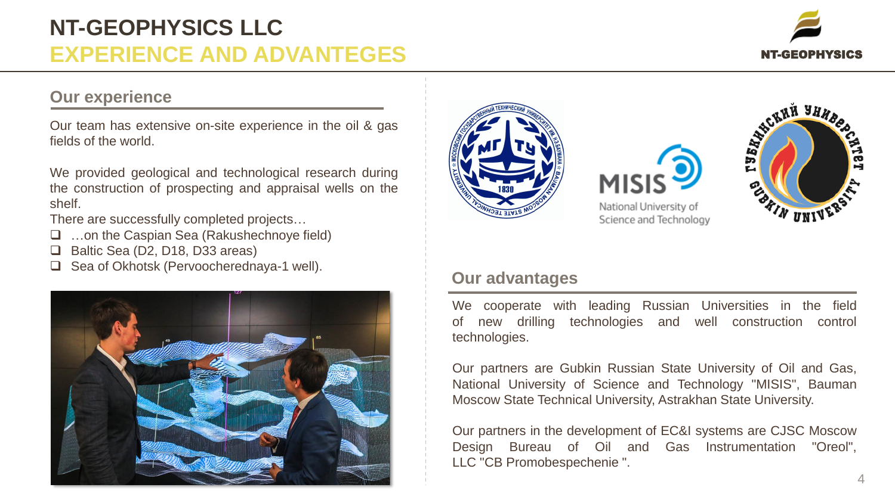# NT-GEOPHYSICS LLC

## EXPERIENCE AND ADVANTEGES

### Our experience

Our team has extensive on-site experience in the oil & gas fields of the world.

We provided geological and technological research during the construction of prospecting and appraisal wells on the shelf.

There are successfully completed projects…

- …on the Caspian Sea (Rakushechnoye field)
- Baltic Sea (D2, D18, D33 areas)
- Sea of Okhotsk (Pervoocherednaya-1 well).

### Our advantages

We cooperate with leading Russian Universities in the field of new drilling technologies and well construction control technologies.

Our partners are Gubkin Russian State University of Oil and Gas, National University of Science and Technology "MISIS", Bauman Moscow State Technical University, Astrakhan State University.

Our partners in the development of EC&I systems are CJSC Moscow Design Bureau of Oil and Gas Instrumentation "Oreol", LLC "CB Promobespechenie ".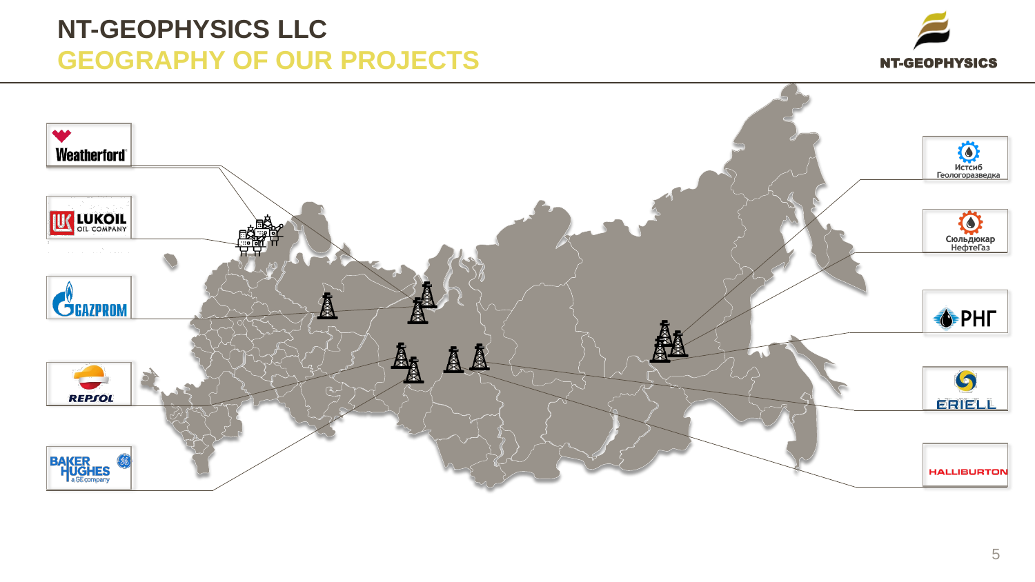# NT-GEOPHYSICS LLC

## GEOGRAPHY OF OUR PROJECTS

NT-GEOPHYSICS

Weatherford

LUKOIL OIL COMPANY

GAZPROM

REPSOL

BAKER HUGHES a GE company

Истсиб Геологоразведка

Сюльдюкар НефтеГаз

РНГ

ERIELL

HALLIBURTON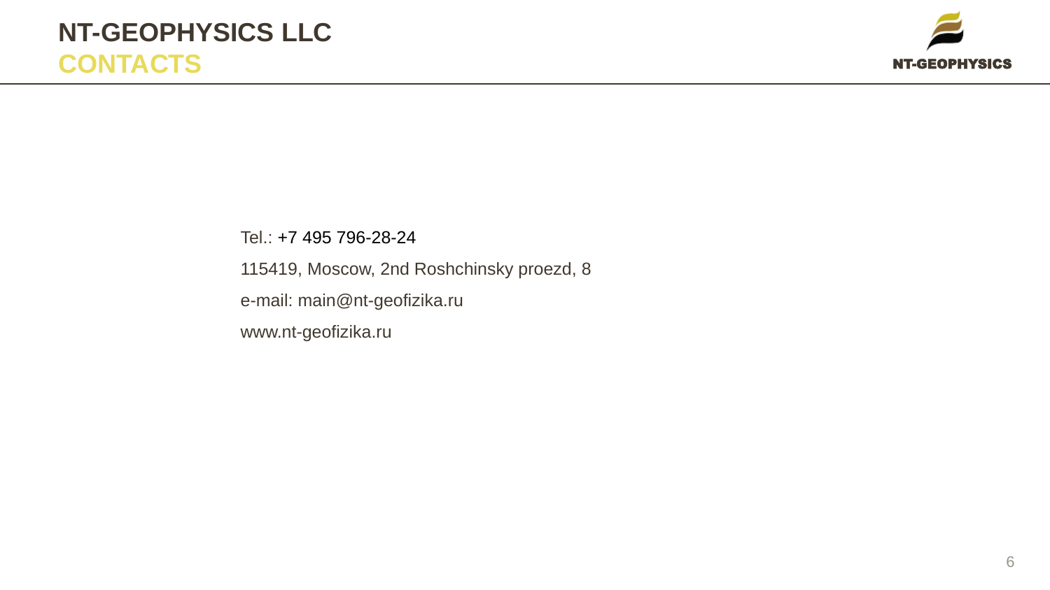# NT-GEOPHYSICS LLC

## CONTACTS

NT-GEOPHYSICS

Tel.: +7 495 796-28-24

115419, Moscow, 2nd Roshchinsky proezd, 8

e-mail: main@nt-geofizika.ru

www.nt-geofizika.ru